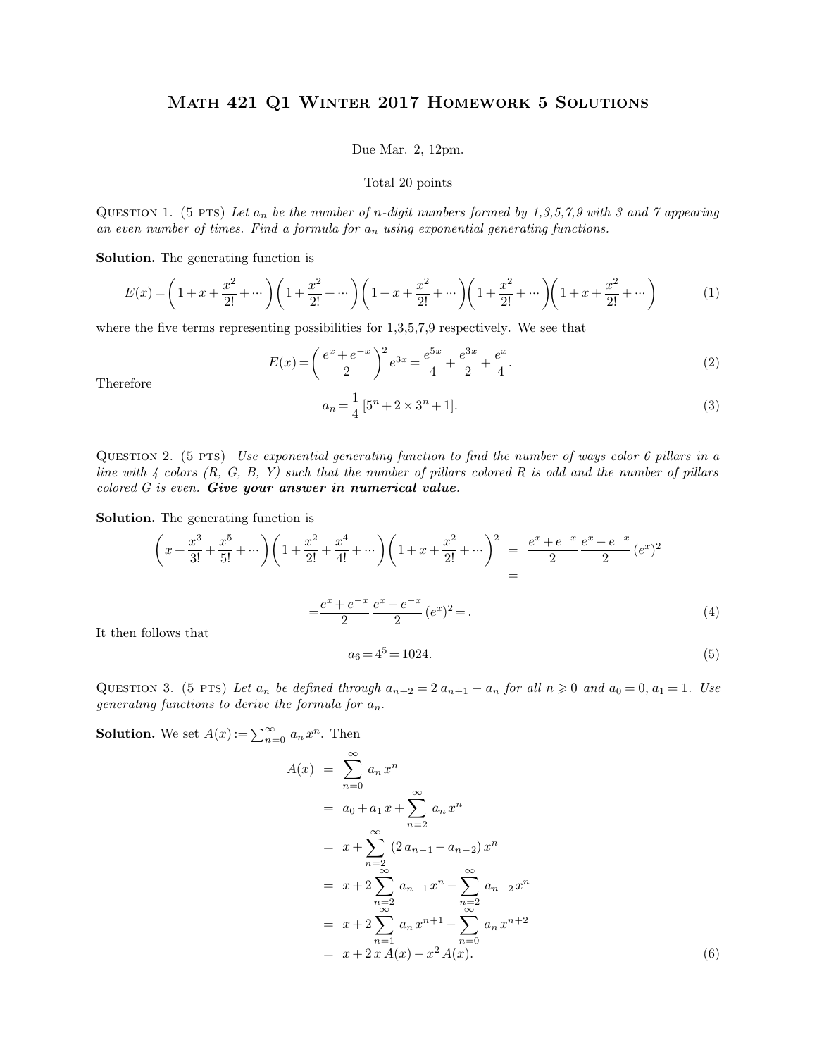# Math 421 Q1 Winter 2017 Homework 5 Solutions

Due Mar. 2, 12pm.

Total 20 points

Question 1. (5 pts) *Let $a_n$ be the number of $n$-digit numbers formed by 1,3,5,7,9 with 3 and 7 appearing an even number of times. Find a formula for $a_n$ using exponential generating functions.*

**Solution.** The generating function is

$$E(x) = \left(1 + x + \frac{x^2}{2!} + \cdots\right)\left(1 + \frac{x^2}{2!} + \cdots\right)\left(1 + x + \frac{x^2}{2!} + \cdots\right)\left(1 + \frac{x^2}{2!} + \cdots\right)\left(1 + x + \frac{x^2}{2!} + \cdots\right) \tag{1}$$

where the five terms representing possibilities for 1,3,5,7,9 respectively. We see that

$$E(x) = \left(\frac{e^x + e^{-x}}{2}\right)^2 e^{3x} = \frac{e^{5x}}{4} + \frac{e^{3x}}{2} + \frac{e^x}{4}. \tag{2}$$

Therefore

$$a_n = \frac{1}{4}\left[5^n + 2 \times 3^n + 1\right]. \tag{3}$$

Question 2. (5 pts) *Use exponential generating function to find the number of ways color 6 pillars in a line with 4 colors (R, G, B, Y) such that the number of pillars colored R is odd and the number of pillars colored G is even. **Give your answer in numerical value**.*

**Solution.** The generating function is

$$\left(x + \frac{x^3}{3!} + \frac{x^5}{5!} + \cdots\right)\left(1 + \frac{x^2}{2!} + \frac{x^4}{4!} + \cdots\right)\left(1 + x + \frac{x^2}{2!} + \cdots\right)^2 = \frac{e^x + e^{-x}}{2}\,\frac{e^x - e^{-x}}{2}\,(e^x)^2$$

$$=$$

$$= \frac{e^x + e^{-x}}{2}\,\frac{e^x - e^{-x}}{2}\,(e^x)^2 = . \tag{4}$$

It then follows that

$$a_6 = 4^5 = 1024. \tag{5}$$

Question 3. (5 pts) *Let $a_n$ be defined through $a_{n+2} = 2\,a_{n+1} - a_n$ for all $n \geqslant 0$ and $a_0 = 0, a_1 = 1$. Use generating functions to derive the formula for $a_n$.*

**Solution.** We set $A(x) := \sum_{n=0}^{\infty} a_n\,x^n$. Then

$$\begin{aligned}
A(x) &= \sum_{n=0}^{\infty} a_n\,x^n \\
&= a_0 + a_1\,x + \sum_{n=2}^{\infty} a_n\,x^n \\
&= x + \sum_{n=2}^{\infty} (2\,a_{n-1} - a_{n-2})\,x^n \\
&= x + 2\sum_{n=2}^{\infty} a_{n-1}\,x^n - \sum_{n=2}^{\infty} a_{n-2}\,x^n \\
&= x + 2\sum_{n=1}^{\infty} a_n\,x^{n+1} - \sum_{n=0}^{\infty} a_n\,x^{n+2} \\
&= x + 2\,x\,A(x) - x^2\,A(x).
\end{aligned} \tag{6}$$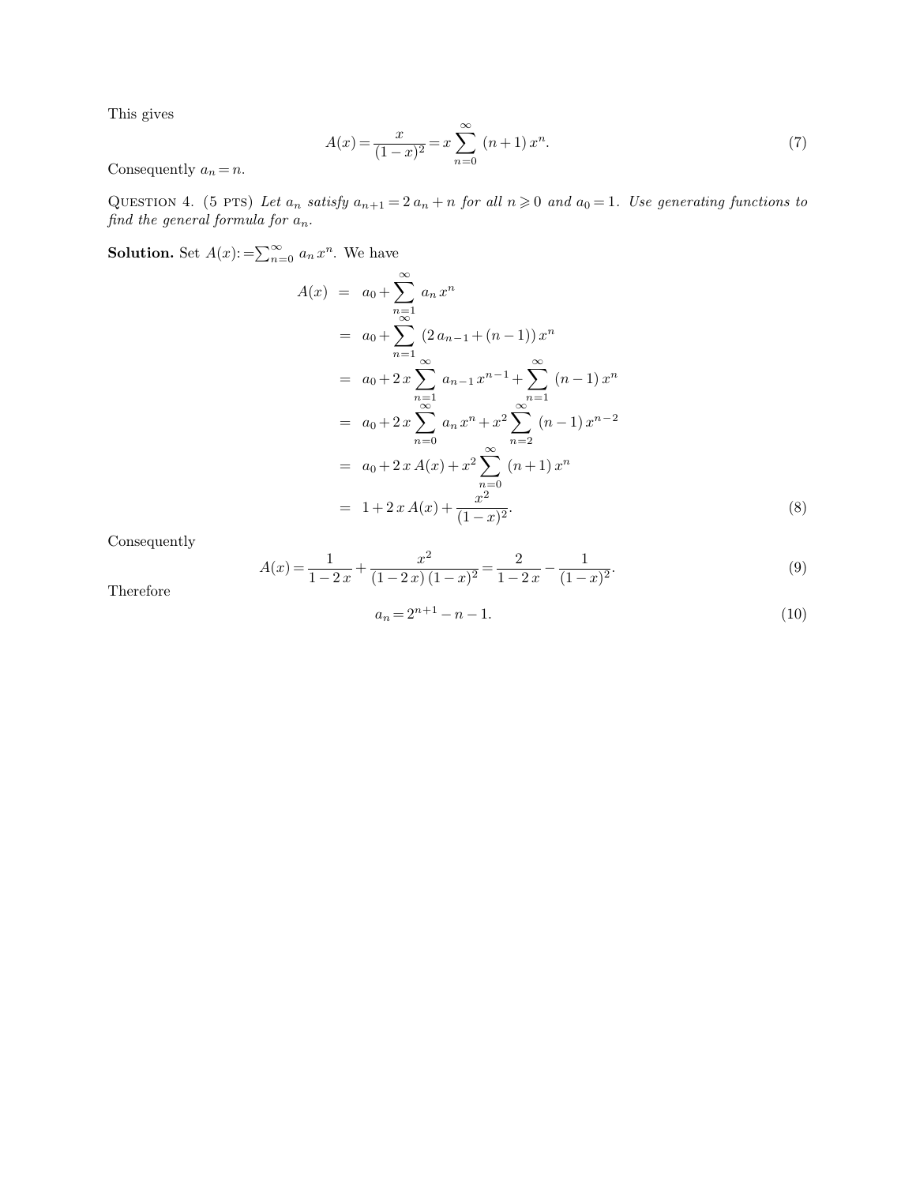This gives

$$A(x) = \frac{x}{(1-x)^2} = x \sum_{n=0}^{\infty} (n+1)\, x^n. \tag{7}$$

Consequently $a_n = n$.

QUESTION 4. (5 PTS) *Let $a_n$ satisfy $a_{n+1} = 2\, a_n + n$ for all $n \geqslant 0$ and $a_0 = 1$. Use generating functions to find the general formula for $a_n$.*

**Solution.** Set $A(x) := \sum_{n=0}^{\infty} a_n\, x^n$. We have

$$\begin{aligned}
A(x) &= a_0 + \sum_{n=1}^{\infty} a_n\, x^n \\
&= a_0 + \sum_{n=1}^{\infty} (2\, a_{n-1} + (n-1))\, x^n \\
&= a_0 + 2\, x \sum_{n=1}^{\infty} a_{n-1}\, x^{n-1} + \sum_{n=1}^{\infty} (n-1)\, x^n \\
&= a_0 + 2\, x \sum_{n=0}^{\infty} a_n\, x^n + x^2 \sum_{n=2}^{\infty} (n-1)\, x^{n-2} \\
&= a_0 + 2\, x\, A(x) + x^2 \sum_{n=0}^{\infty} (n+1)\, x^n \\
&= 1 + 2\, x\, A(x) + \frac{x^2}{(1-x)^2}.
\end{aligned} \tag{8}$$

Consequently

$$A(x) = \frac{1}{1-2\,x} + \frac{x^2}{(1-2\,x)\,(1-x)^2} = \frac{2}{1-2\,x} - \frac{1}{(1-x)^2}. \tag{9}$$

Therefore

$$a_n = 2^{n+1} - n - 1. \tag{10}$$